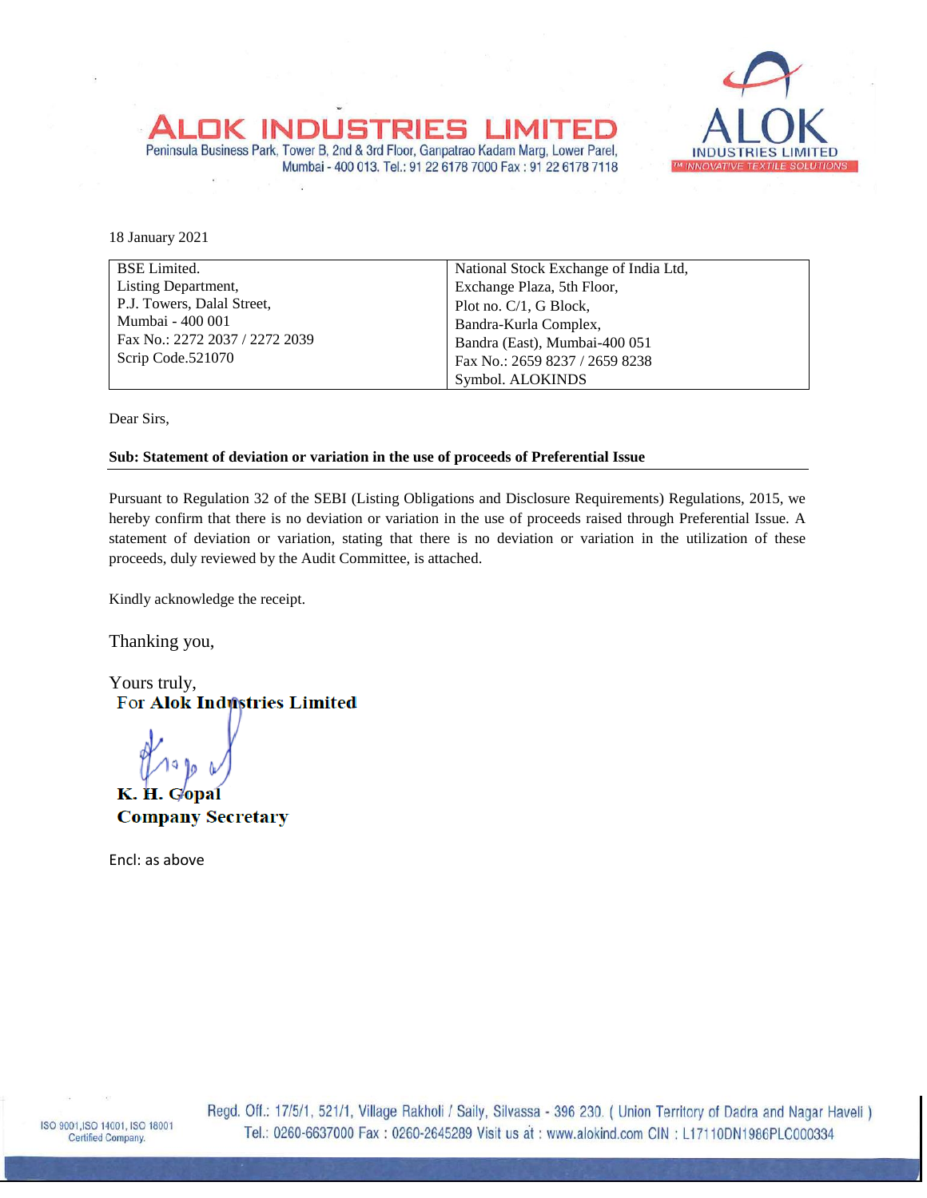# ALOK INDUSTRIES LIMITED

Peninsula Business Park, Tower B, 2nd & 3rd Floor, Ganpatrao Kadam Marg, Lower Parel, Mumbai - 400 013. Tel.: 91 22 6178 7000 Fax : 91 22 6178 7118

18 January 2021

| BSE Limited. | National Stock Exchange of India Ltd, |
|---|---|
| Listing Department, | Exchange Plaza, 5th Floor, |
| P.J. Towers, Dalal Street, | Plot no. C/1, G Block, |
| Mumbai - 400 001 | Bandra-Kurla Complex, |
| Fax No.: 2272 2037 / 2272 2039 | Bandra (East), Mumbai-400 051 |
| Scrip Code.521070 | Fax No.: 2659 8237 / 2659 8238 |
| | Symbol. ALOKINDS |

Dear Sirs,

**Sub: Statement of deviation or variation in the use of proceeds of Preferential Issue**

Pursuant to Regulation 32 of the SEBI (Listing Obligations and Disclosure Requirements) Regulations, 2015, we hereby confirm that there is no deviation or variation in the use of proceeds raised through Preferential Issue. A statement of deviation or variation, stating that there is no deviation or variation in the utilization of these proceeds, duly reviewed by the Audit Committee, is attached.

Kindly acknowledge the receipt.

Thanking you,

Yours truly,
**For Alok Industries Limited**

**K. H. Gopal**
**Company Secretary**

Encl: as above

Regd. Off.: 17/5/1, 521/1, Village Rakholi / Saily, Silvassa - 396 230. ( Union Territory of Dadra and Nagar Haveli )
Tel.: 0260-6637000 Fax : 0260-2645289 Visit us at : www.alokind.com CIN : L17110DN1986PLC000334

ISO 9001,ISO 14001, ISO 18001 Certified Company.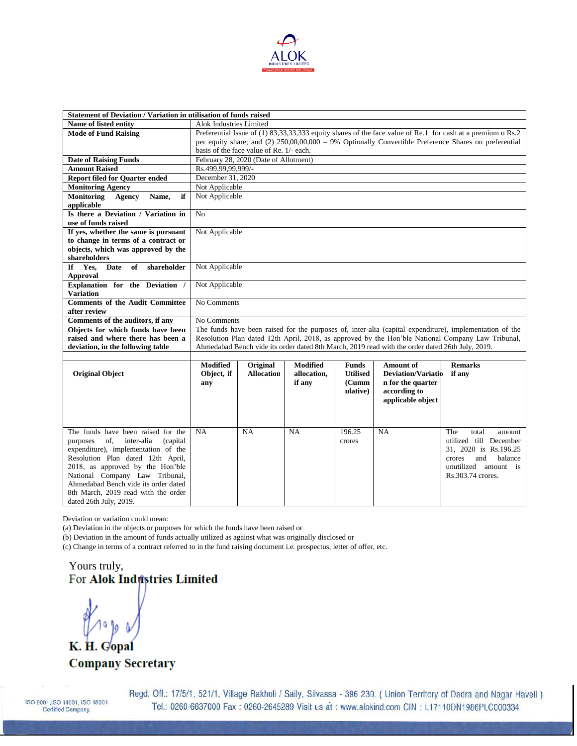| Statement of Deviation / Variation in utilisation of funds raised | |
|---|---|
| **Name of listed entity** | Alok Industries Limited |
| **Mode of Fund Raising** | Preferential Issue of (1) 83,33,33,333 equity shares of the face value of Re.1 for cash at a premium o Rs.2 per equity share; and (2) 250,00,00,000 – 9% Optionally Convertible Preference Shares on preferential basis of the face value of Re. 1/- each. |
| **Date of Raising Funds** | February 28, 2020 (Date of Allotment) |
| **Amount Raised** | Rs.499,99,99,999/- |
| **Report filed for Quarter ended** | December 31, 2020 |
| **Monitoring Agency** | Not Applicable |
| **Monitoring Agency Name, if applicable** | Not Applicable |
| **Is there a Deviation / Variation in use of funds raised** | No |
| **If yes, whether the same is pursuant to change in terms of a contract or objects, which was approved by the shareholders** | Not Applicable |
| **If Yes, Date of shareholder Approval** | Not Applicable |
| **Explanation for the Deviation / Variation** | Not Applicable |
| **Comments of the Audit Committee after review** | No Comments |
| **Comments of the auditors, if any** | No Comments |
| **Objects for which funds have been raised and where there has been a deviation, in the following table** | The funds have been raised for the purposes of, inter-alia (capital expenditure), implementation of the Resolution Plan dated 12th April, 2018, as approved by the Hon'ble National Company Law Tribunal, Ahmedabad Bench vide its order dated 8th March, 2019 read with the order dated 26th July, 2019. |

| **Original Object** | **Modified Object, if any** | **Original Allocation** | **Modified allocation, if any** | **Funds Utilised (Cumm ulative)** | **Amount of Deviation/Variation for the quarter according to applicable object** | **Remarks if any** |
|---|---|---|---|---|---|---|
| The funds have been raised for the purposes of, inter-alia (capital expenditure), implementation of the Resolution Plan dated 12th April, 2018, as approved by the Hon'ble National Company Law Tribunal, Ahmedabad Bench vide its order dated 8th March, 2019 read with the order dated 26th July, 2019. | NA | NA | NA | 196.25 crores | NA | The total amount utilized till December 31, 2020 is Rs.196.25 crores and balance unutilized amount is Rs.303.74 crores. |

Deviation or variation could mean:

(a) Deviation in the objects or purposes for which the funds have been raised or

(b) Deviation in the amount of funds actually utilized as against what was originally disclosed or

(c) Change in terms of a contract referred to in the fund raising document i.e. prospectus, letter of offer, etc.

Yours truly,
For **Alok Industries Limited**

**K. H. Gopal**
**Company Secretary**

ISO 9001,ISO 14001, ISO 18001 Certified Company.

Regd. Off.: 17/5/1, 521/1, Village Rakholi / Saily, Silvassa - 396 230. ( Union Territory of Dadra and Nagar Haveli )
Tel.: 0260-6637000 Fax : 0260-2645289 Visit us at : www.alokind.com CIN : L17110DN1986PLC000334